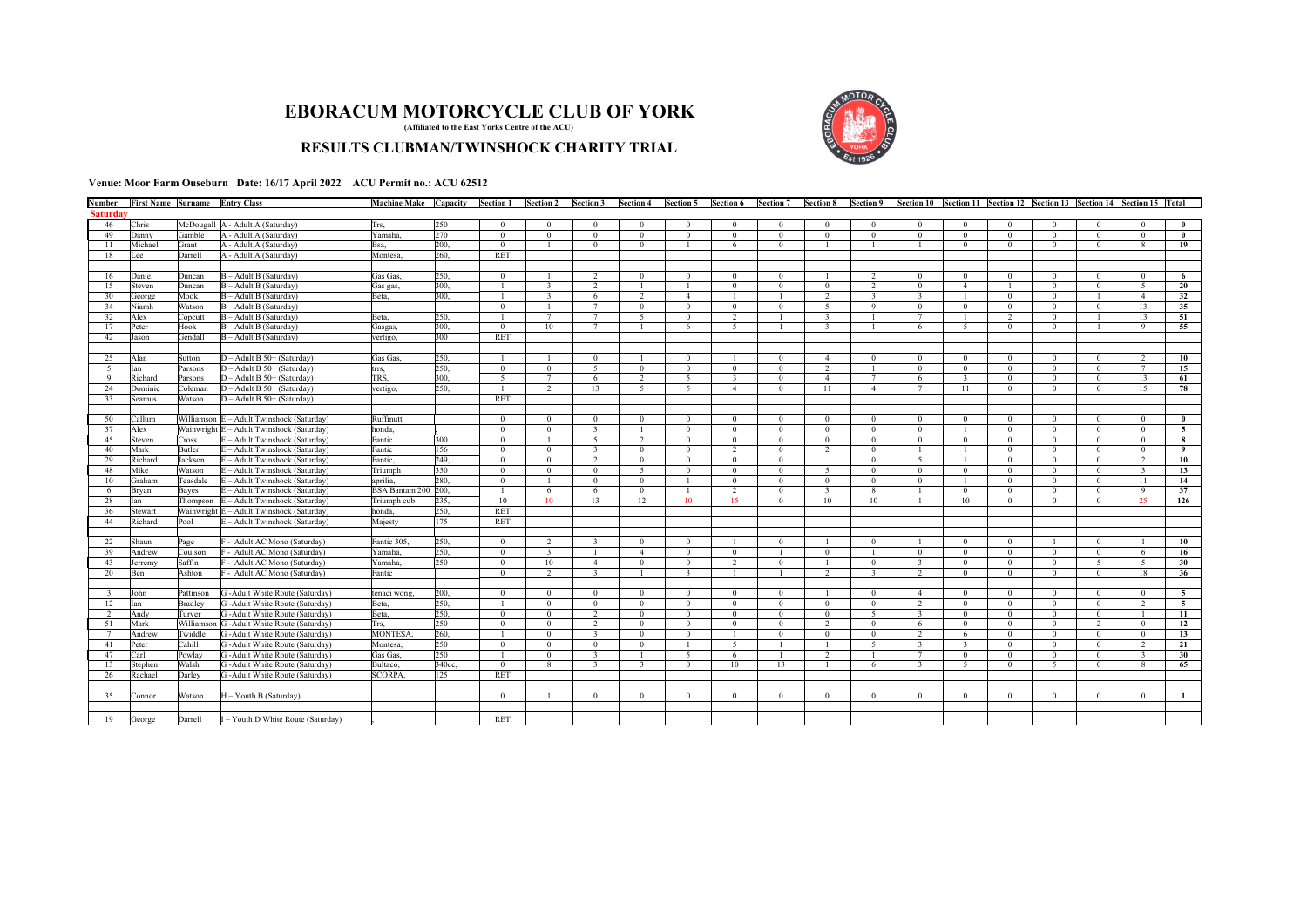# EBORACUM MOTORCYCLE CLUB OF YORK

**(Affiliated to the East Yorks Centre of the ACU)**

## RESULTS CLUBMAN/TWINSHOCK CHARITY TRIAL

**Venue: Moor Farm Ouseburn Date: 16/17 April 2022 ACU Permit no.: ACU 62512**

| Number | First Name | Surname | Entry Class | Machine Make | Capacity | Section 1 | Section 2 | Section 3 | Section 4 | Section 5 | Section 6 | Section 7 | Section 8 | Section 9 | Section 10 | Section 11 | Section 12 | Section 13 | Section 14 | Section 15 | Total |
|---|---|---|---|---|---|---|---|---|---|---|---|---|---|---|---|---|---|---|---|---|---|
| **Saturday** | | | | | | | | | | | | | | | | | | | | | |
| 46 | Chris | McDougall | A - Adult A (Saturday) | Trs, | 250 | 0 | 0 | 0 | 0 | 0 | 0 | 0 | 0 | 0 | 0 | 0 | 0 | 0 | 0 | 0 | **0** |
| 49 | Danny | Gamble | A - Adult A (Saturday) | Yamaha, | 270 | 0 | 0 | 0 | 0 | 0 | 0 | 0 | 0 | 0 | 0 | 0 | 0 | 0 | 0 | 0 | **0** |
| 11 | Michael | Grant | A - Adult A (Saturday) | Bsa, | 200, | 0 | 1 | 0 | 0 | 1 | 6 | 0 | 1 | 1 | 1 | 0 | 0 | 0 | 0 | 8 | **19** |
| 18 | Lee | Darrell | A - Adult A (Saturday) | Montesa, | 260, | RET | | | | | | | | | | | | | | | |
| | | | | | | | | | | | | | | | | | | | | | |
| 16 | Daniel | Duncan | B – Adult B (Saturday) | Gas Gas, | 250, | 0 | 1 | 2 | 0 | 0 | 0 | 0 | 1 | 2 | 0 | 0 | 0 | 0 | 0 | 0 | **6** |
| 15 | Steven | Duncan | B – Adult B (Saturday) | Gas gas, | 300, | 1 | 3 | 2 | 1 | 1 | 0 | 0 | 0 | 2 | 0 | 4 | 1 | 0 | 0 | 5 | **20** |
| 30 | George | Mook | B – Adult B (Saturday) | Beta, | 300, | 1 | 3 | 6 | 2 | 4 | 1 | 1 | 2 | 3 | 3 | 1 | 0 | 0 | 1 | 4 | **32** |
| 34 | Niamh | Watson | B – Adult B (Saturday) | | | 0 | 1 | 7 | 0 | 0 | 0 | 0 | 5 | 9 | 0 | 0 | 0 | 0 | 0 | 13 | **35** |
| 32 | Alex | Copcutt | B – Adult B (Saturday) | Beta, | 250, | 1 | 7 | 7 | 5 | 0 | 2 | 1 | 3 | 1 | 7 | 1 | 2 | 0 | 1 | 13 | **51** |
| 17 | Peter | Hook | B – Adult B (Saturday) | Gasgas, | 300, | 0 | 10 | 7 | 1 | 6 | 5 | 1 | 3 | 1 | 6 | 5 | 0 | 0 | 1 | 9 | **55** |
| 42 | Jason | Gendall | B – Adult B (Saturday) | vertigo, | 300 | RET | | | | | | | | | | | | | | | |
| | | | | | | | | | | | | | | | | | | | | | |
| 25 | Alan | Sutton | D – Adult B 50+ (Saturday) | Gas Gas, | 250, | 1 | 1 | 0 | 1 | 0 | 1 | 0 | 4 | 0 | 0 | 0 | 0 | 0 | 0 | 2 | **10** |
| 5 | Ian | Parsons | D – Adult B 50+ (Saturday) | trrs, | 250, | 0 | 0 | 5 | 0 | 0 | 0 | 0 | 2 | 1 | 0 | 0 | 0 | 0 | 0 | 7 | **15** |
| 9 | Richard | Parsons | D – Adult B 50+ (Saturday) | TRS, | 300, | 5 | 7 | 6 | 2 | 5 | 3 | 0 | 4 | 7 | 6 | 3 | 0 | 0 | 0 | 13 | **61** |
| 24 | Dominic | Coleman | D – Adult B 50+ (Saturday) | vertigo, | 250, | 1 | 2 | 13 | 5 | 5 | 4 | 0 | 11 | 4 | 7 | 11 | 0 | 0 | 0 | 15 | **78** |
| 33 | Seamus | Watson | D – Adult B 50+ (Saturday) | | | RET | | | | | | | | | | | | | | | |
| | | | | | | | | | | | | | | | | | | | | | |
| 50 | Callum | Williamson | E – Adult Twinshock (Saturday) | Ruffmutt | | 0 | 0 | 0 | 0 | 0 | 0 | 0 | 0 | 0 | 0 | 0 | 0 | 0 | 0 | 0 | **0** |
| 37 | Alex | Wainwright | E – Adult Twinshock (Saturday) | honda, | | 0 | 0 | 3 | 1 | 0 | 0 | 0 | 0 | 0 | 0 | 1 | 0 | 0 | 0 | 0 | **5** |
| 45 | Steven | Cross | E – Adult Twinshock (Saturday) | Fantic | 300 | 0 | 1 | 5 | 2 | 0 | 0 | 0 | 0 | 0 | 0 | 0 | 0 | 0 | 0 | 0 | **8** |
| 40 | Mark | Butler | E – Adult Twinshock (Saturday) | Fantic | 156 | 0 | 0 | 3 | 0 | 0 | 2 | 0 | 2 | 0 | 1 | 1 | 0 | 0 | 0 | 0 | **9** |
| 29 | Richard | Jackson | E – Adult Twinshock (Saturday) | Fantic, | 249, | 0 | 0 | 2 | 0 | 0 | 0 | 0 | | 0 | 5 | 1 | 0 | 0 | 0 | 2 | **10** |
| 48 | Mike | Watson | E – Adult Twinshock (Saturday) | Triumph | 350 | 0 | 0 | 0 | 5 | 0 | 0 | 0 | 5 | 0 | 0 | 0 | 0 | 0 | 0 | 3 | **13** |
| 10 | Graham | Teasdale | E – Adult Twinshock (Saturday) | aprilia, | 280, | 0 | 1 | 0 | 0 | 1 | 0 | 0 | 0 | 0 | 0 | 1 | 0 | 0 | 0 | 11 | **14** |
| 6 | Bryan | Bayes | E – Adult Twinshock (Saturday) | BSA Bantam 200 | 200, | 1 | 6 | 6 | 0 | 1 | 2 | 0 | 3 | 8 | 1 | 0 | 0 | 0 | 0 | 9 | **37** |
| 28 | Ian | Thompson | E – Adult Twinshock (Saturday) | Triumph cub, | 235, | 10 | 10 | 13 | 12 | 10 | 15 | 0 | 10 | 10 | 1 | 10 | 0 | 0 | 0 | 25 | **126** |
| 36 | Stewart | Wainwright | E – Adult Twinshock (Saturday) | honda, | 250, | RET | | | | | | | | | | | | | | | |
| 44 | Richard | Pool | E – Adult Twinshock (Saturday) | Majesty | 175 | RET | | | | | | | | | | | | | | | |
| | | | | | | | | | | | | | | | | | | | | | |
| 22 | Shaun | Page | F - Adult AC Mono (Saturday) | Fantic 305, | 250, | 0 | 2 | 3 | 0 | 0 | 1 | 0 | 1 | 0 | 1 | 0 | 0 | 1 | 0 | 1 | **10** |
| 39 | Andrew | Coulson | F - Adult AC Mono (Saturday) | Yamaha, | 250, | 0 | 3 | 1 | 4 | 0 | 0 | 1 | 0 | 1 | 0 | 0 | 0 | 0 | 0 | 6 | **16** |
| 43 | Jerremy | Saffin | F - Adult AC Mono (Saturday) | Yamaha, | 250 | 0 | 10 | 4 | 0 | 0 | 2 | 0 | 1 | 0 | 3 | 0 | 0 | 0 | 5 | 5 | **30** |
| 20 | Ben | Ashton | F - Adult AC Mono (Saturday) | Fantic | | 0 | 2 | 3 | 1 | 3 | 1 | 1 | 2 | 3 | 2 | 0 | 0 | 0 | 0 | 18 | **36** |
| | | | | | | | | | | | | | | | | | | | | | |
| 3 | John | Pattinson | G -Adult White Route (Saturday) | tenaci wong, | 200, | 0 | 0 | 0 | 0 | 0 | 0 | 0 | 1 | 0 | 4 | 0 | 0 | 0 | 0 | 0 | **5** |
| 12 | Ian | Bradley | G -Adult White Route (Saturday) | Beta, | 250, | 1 | 0 | 0 | 0 | 0 | 0 | 0 | 0 | 0 | 2 | 0 | 0 | 0 | 0 | 2 | **5** |
| 2 | Andy | Turver | G -Adult White Route (Saturday) | Beta, | 250, | 0 | 0 | 2 | 0 | 0 | 0 | 0 | 0 | 5 | 3 | 0 | 0 | 0 | 0 | 1 | **11** |
| 51 | Mark | Williamson | G -Adult White Route (Saturday) | Trs, | 250 | 0 | 0 | 2 | 0 | 0 | 0 | 0 | 2 | 0 | 6 | 0 | 0 | 0 | 2 | 0 | **12** |
| 7 | Andrew | Twiddle | G -Adult White Route (Saturday) | MONTESA, | 260, | 1 | 0 | 3 | 0 | 0 | 1 | 0 | 0 | 0 | 2 | 6 | 0 | 0 | 0 | 0 | **13** |
| 41 | Peter | Cahill | G -Adult White Route (Saturday) | Montesa, | 250 | 0 | 0 | 0 | 0 | 1 | 5 | 1 | 1 | 5 | 3 | 3 | 0 | 0 | 0 | 2 | **21** |
| 47 | Carl | Powlay | G -Adult White Route (Saturday) | Gas Gas, | 250 | 1 | 0 | 3 | 1 | 5 | 6 | 1 | 2 | 1 | 7 | 0 | 0 | 0 | 0 | 3 | **30** |
| 13 | Stephen | Walsh | G -Adult White Route (Saturday) | Bultaco, | 340cc, | 0 | 8 | 3 | 3 | 0 | 10 | 13 | 1 | 6 | 3 | 5 | 0 | 5 | 0 | 8 | **65** |
| 26 | Rachael | Darley | G -Adult White Route (Saturday) | SCORPA, | 125 | RET | | | | | | | | | | | | | | | |
| | | | | | | | | | | | | | | | | | | | | | |
| 35 | Connor | Watson | H – Youth B (Saturday) | | | 0 | 1 | 0 | 0 | 0 | 0 | 0 | 0 | 0 | 0 | 0 | 0 | 0 | 0 | 0 | **1** |
| | | | | | | | | | | | | | | | | | | | | | |
| 19 | George | Darrell | I – Youth D White Route (Saturday) | , | | RET | | | | | | | | | | | | | | | |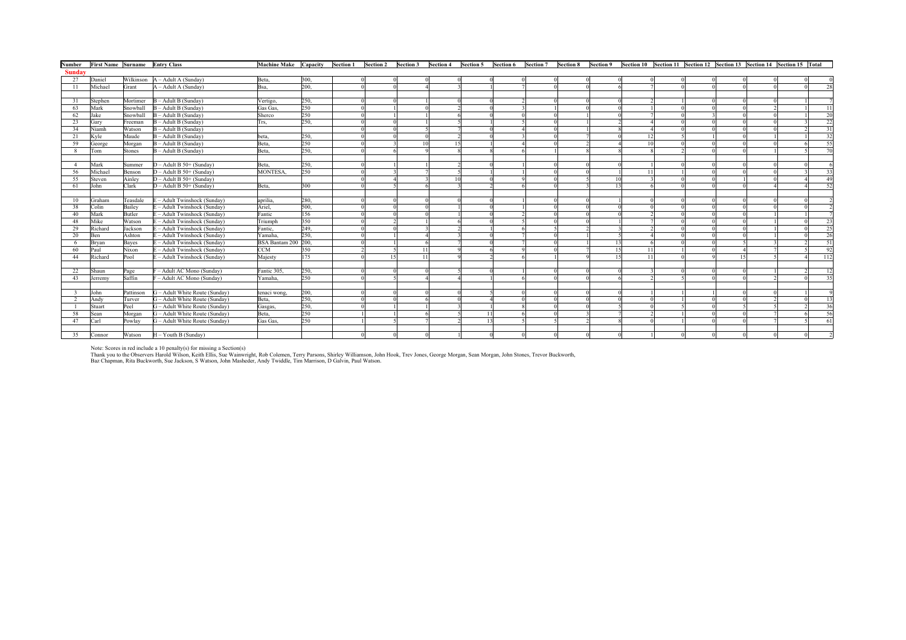| Number | First Name | Surname | Entry Class | Machine Make | Capacity | Section 1 | Section 2 | Section 3 | Section 4 | Section 5 | Section 6 | Section 7 | Section 8 | Section 9 | Section 10 | Section 11 | Section 12 | Section 13 | Section 14 | Section 15 | Total |
|---|---|---|---|---|---|---|---|---|---|---|---|---|---|---|---|---|---|---|---|---|---|
| **Sunday** | | | | | | | | | | | | | | | | | | | | | |
| 27 | Daniel | Wilkinson | A – Adult A (Sunday) | Beta, | 300, | 0 | 0 | 0 | 0 | 0 | 0 | 0 | 0 | 0 | 0 | 0 | 0 | 0 | 0 | 0 | 0 |
| 11 | Michael | Grant | A – Adult A (Sunday) | Bsa, | 200, | 0 | 0 | 4 | 3 | 1 | 7 | 0 | 0 | 6 | 7 | 0 | 0 | 0 | 0 | 0 | 28 |
| | | | | | | | | | | | | | | | | | | | | | |
| 31 | Stephen | Mortimer | B – Adult B (Sunday) | Vertigo, | 250, | 0 | 0 | 1 | 0 | 0 | 2 | 0 | 0 | 0 | 2 | 1 | 0 | 0 | 0 | 1 | 7 |
| 63 | Mark | Snowball | B – Adult B (Sunday) | Gas Gas, | 250 | 0 | 1 | 0 | 2 | 0 | 3 | 1 | 0 | 0 | 1 | 0 | 0 | 0 | 2 | 1 | 11 |
| 62 | Jake | Snowball | B – Adult B (Sunday) | Sherco | 250 | 0 | 1 | 1 | 6 | 0 | 0 | 0 | 1 | 0 | 7 | 0 | 3 | 0 | 0 | 1 | 20 |
| 23 | Gary | Freeman | B – Adult B (Sunday) | Trs, | 250, | 0 | 0 | 1 | 5 | 1 | 5 | 0 | 1 | 2 | 4 | 0 | 0 | 0 | 0 | 3 | 22 |
| 34 | Niamh | Watson | B – Adult B (Sunday) | | | 0 | 0 | 5 | 7 | 0 | 4 | 0 | 1 | 8 | 4 | 0 | 0 | 0 | 0 | 2 | 31 |
| 21 | Kyle | Maude | B – Adult B (Sunday) | beta, | 250, | 0 | 0 | 0 | 2 | 0 | 3 | 0 | 7 | 0 | 12 | 5 | 1 | 0 | 1 | 1 | 32 |
| 59 | George | Morgan | B – Adult B (Sunday) | Beta, | 250 | 0 | 3 | 10 | 15 | 1 | 4 | 0 | 2 | 4 | 10 | 0 | 0 | 0 | 0 | 6 | 55 |
| 8 | Tom | Stones | B – Adult B (Sunday) | Beta, | 250, | 0 | 6 | 9 | 8 | 8 | 6 | 1 | 8 | 8 | 8 | 2 | 0 | 0 | 1 | 5 | 70 |
| | | | | | | | | | | | | | | | | | | | | | |
| 4 | Mark | Summer | D – Adult B 50+ (Sunday) | Beta, | 250, | 0 | 1 | 1 | 2 | 0 | 1 | 0 | 0 | 0 | 1 | 0 | 0 | 0 | 0 | 0 | 6 |
| 56 | Michael | Benson | D – Adult B 50+ (Sunday) | MONTESA, | 250 | 0 | 3 | 7 | 5 | 1 | 1 | 0 | 0 | 1 | 11 | 1 | 0 | 0 | 0 | 3 | 33 |
| 55 | Steven | Ainley | D – Adult B 50+ (Sunday) | | | 0 | 4 | 3 | 10 | 0 | 9 | 0 | 5 | 10 | 3 | 0 | 0 | 1 | 0 | 4 | 49 |
| 61 | John | Clark | D – Adult B 50+ (Sunday) | Beta, | 300 | 0 | 5 | 6 | 3 | 2 | 6 | 0 | 3 | 13 | 6 | 0 | 0 | 0 | 4 | 4 | 52 |
| | | | | | | | | | | | | | | | | | | | | | |
| 10 | Graham | Teasdale | E – Adult Twinshock (Sunday) | aprilia, | 280, | 0 | 0 | 0 | 0 | 0 | 1 | 0 | 0 | 1 | 0 | 0 | 0 | 0 | 0 | 0 | 2 |
| 38 | Colin | Bailey | E – Adult Twinshock (Sunday) | Ariel, | 500, | 0 | 0 | 0 | 1 | 0 | 1 | 0 | 0 | 0 | 0 | 0 | 0 | 0 | 0 | 0 | 2 |
| 40 | Mark | Butler | E – Adult Twinshock (Sunday) | Fantic | 156 | 0 | 0 | 0 | 1 | 0 | 2 | 0 | 0 | 0 | 2 | 0 | 0 | 0 | 1 | 1 | 7 |
| 48 | Mike | Watson | E – Adult Twinshock (Sunday) | Triumph | 350 | 0 | 2 | 1 | 6 | 0 | 5 | 0 | 0 | 1 | 7 | 0 | 0 | 0 | 1 | 0 | 23 |
| 29 | Richard | Jackson | E – Adult Twinshock (Sunday) | Fantic, | 249, | 0 | 0 | 3 | 2 | 1 | 6 | 5 | 2 | 3 | 2 | 0 | 0 | 0 | 1 | 0 | 25 |
| 20 | Ben | Ashton | E – Adult Twinshock (Sunday) | Yamaha, | 250, | 0 | 1 | 4 | 3 | 0 | 7 | 0 | 1 | 5 | 4 | 0 | 0 | 0 | 1 | 0 | 26 |
| 6 | Bryan | Bayes | E – Adult Twinshock (Sunday) | BSA Bantam 200 | 200, | 0 | 1 | 6 | 7 | 0 | 7 | 0 | 1 | 13 | 6 | 0 | 0 | 5 | 3 | 2 | 51 |
| 60 | Paul | Nixon | E – Adult Twinshock (Sunday) | CCM | 350 | 2 | 5 | 11 | 9 | 6 | 9 | 0 | 7 | 15 | 11 | 1 | 0 | 4 | 7 | 5 | 92 |
| 44 | Richard | Pool | E – Adult Twinshock (Sunday) | Majesty | 175 | 0 | 15 | 11 | 9 | 2 | 6 | 1 | 9 | 15 | 11 | 0 | 9 | 15 | 5 | 4 | 112 |
| | | | | | | | | | | | | | | | | | | | | | |
| 22 | Shaun | Page | F – Adult AC Mono (Sunday) | Fantic 305, | 250, | 0 | 0 | 0 | 5 | 0 | 1 | 0 | 0 | 0 | 3 | 0 | 0 | 0 | 1 | 2 | 12 |
| 43 | Jerremy | Saffin | F – Adult AC Mono (Sunday) | Yamaha, | 250 | 0 | 5 | 4 | 4 | 1 | 6 | 0 | 0 | 6 | 2 | 5 | 0 | 0 | 2 | 0 | 35 |
| | | | | | | | | | | | | | | | | | | | | | |
| 3 | John | Pattinson | G – Adult White Route (Sunday) | tenaci wong, | 200, | 0 | 0 | 0 | 0 | 5 | 0 | 0 | 0 | 0 | 1 | 1 | 1 | 0 | 0 | 1 | 9 |
| 2 | Andy | Turver | G – Adult White Route (Sunday) | Beta, | 250, | 0 | 0 | 6 | 0 | 4 | 0 | 0 | 0 | 0 | 0 | 1 | 0 | 0 | 2 | 0 | 13 |
| 1 | Stuart | Peel | G – Adult White Route (Sunday) | Gasgas, | 250, | 0 | 1 | 1 | 3 | 1 | 8 | 0 | 0 | 5 | 0 | 5 | 0 | 5 | 5 | 2 | 36 |
| 58 | Sean | Morgan | G – Adult White Route (Sunday) | Beta, | 250 | 1 | 1 | 6 | 5 | 11 | 6 | 0 | 3 | 7 | 2 | 1 | 0 | 0 | 7 | 6 | 56 |
| 47 | Carl | Powlay | G – Adult White Route (Sunday) | Gas Gas, | 250 | 1 | 5 | 7 | 2 | 13 | 5 | 5 | 2 | 8 | 0 | 1 | 0 | 0 | 7 | 5 | 61 |
| | | | | | | | | | | | | | | | | | | | | | |
| 35 | Connor | Watson | H – Youth B (Sunday) | | | 0 | 0 | 0 | 1 | 0 | 0 | 0 | 0 | 0 | 1 | 0 | 0 | 0 | 0 | 0 | 2 |

Note: Scores in red include a 10 penalty(s) for missing a Section(s)

Thank you to the Observers Harold Wilson, Keith Ellis, Sue Wainwright, Rob Colemen, Terry Parsons, Shirley Williamson, John Hook, Trev Jones, George Morgan, Sean Morgan, John Stones, Trevor Buckworth, Baz Chapman, Rita Buckworth, Sue Jackson, S Watson, John Masheder, Andy Twiddle, Tim Marrison, D Galvin, Paul Watson.